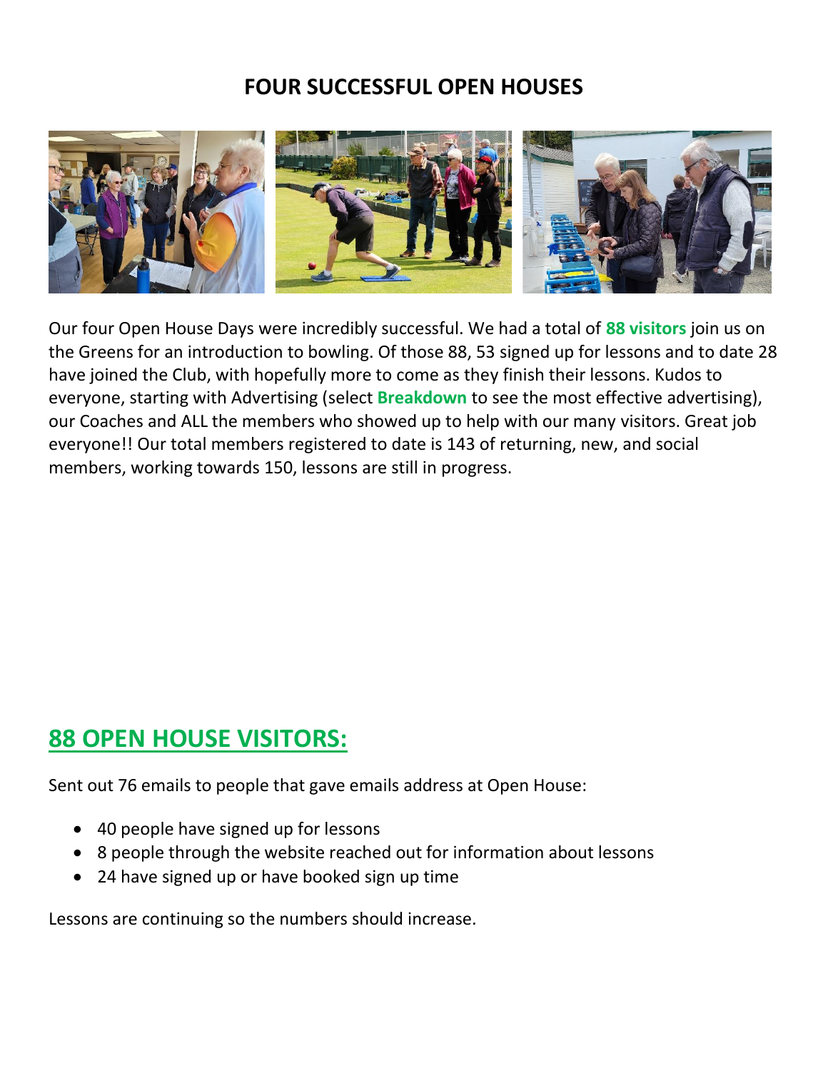# FOUR SUCCESSFUL OPEN HOUSES

Our four Open House Days were incredibly successful. We had a total of **88 visitors** join us on the Greens for an introduction to bowling. Of those 88, 53 signed up for lessons and to date 28 have joined the Club, with hopefully more to come as they finish their lessons. Kudos to everyone, starting with Advertising (select **Breakdown** to see the most effective advertising), our Coaches and ALL the members who showed up to help with our many visitors. Great job everyone!! Our total members registered to date is 143 of returning, new, and social members, working towards 150, lessons are still in progress.

## 88 OPEN HOUSE VISITORS:

Sent out 76 emails to people that gave emails address at Open House:

- 40 people have signed up for lessons
- 8 people through the website reached out for information about lessons
- 24 have signed up or have booked sign up time

Lessons are continuing so the numbers should increase.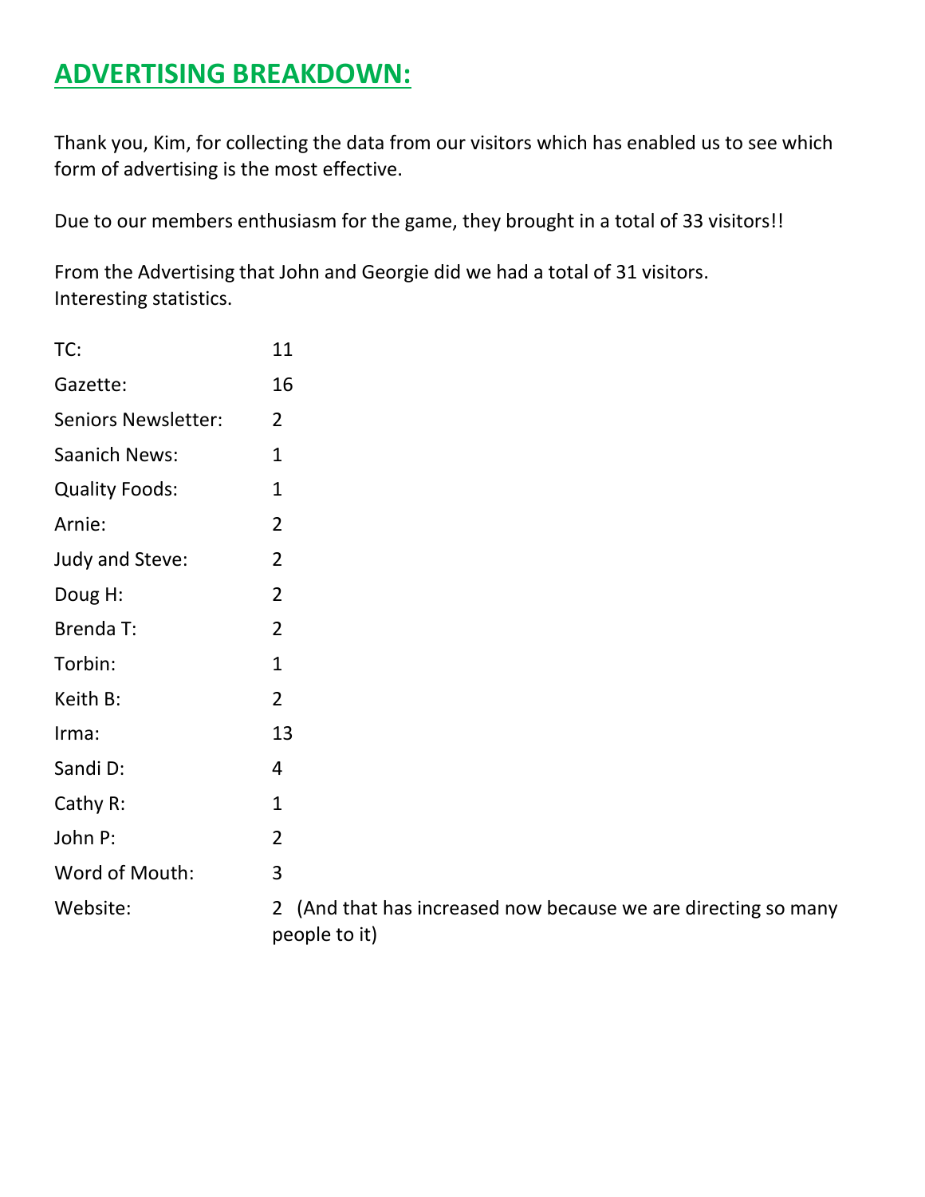## ADVERTISING BREAKDOWN:

Thank you, Kim, for collecting the data from our visitors which has enabled us to see which form of advertising is the most effective.

Due to our members enthusiasm for the game, they brought in a total of 33 visitors!!

From the Advertising that John and Georgie did we had a total of 31 visitors.
Interesting statistics.

| | |
|---|---|
| TC: | 11 |
| Gazette: | 16 |
| Seniors Newsletter: | 2 |
| Saanich News: | 1 |
| Quality Foods: | 1 |
| Arnie: | 2 |
| Judy and Steve: | 2 |
| Doug H: | 2 |
| Brenda T: | 2 |
| Torbin: | 1 |
| Keith B: | 2 |
| Irma: | 13 |
| Sandi D: | 4 |
| Cathy R: | 1 |
| John P: | 2 |
| Word of Mouth: | 3 |
| Website: | 2 (And that has increased now because we are directing so many people to it) |